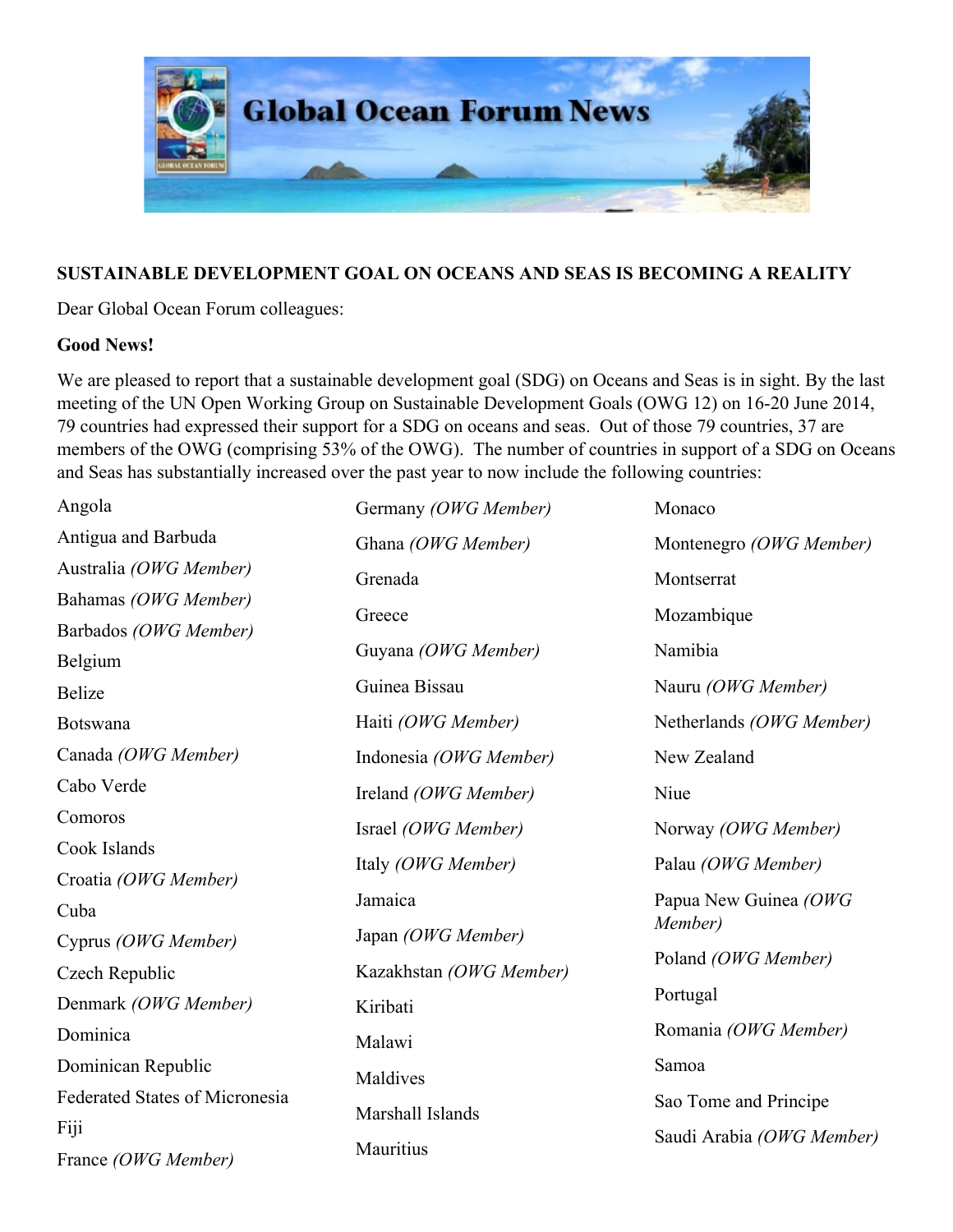**SUSTAINABLE DEVELOPMENT GOAL ON OCEANS AND SEAS IS BECOMING A REALITY**

Dear Global Ocean Forum colleagues:

**Good News!**

We are pleased to report that a sustainable development goal (SDG) on Oceans and Seas is in sight. By the last meeting of the UN Open Working Group on Sustainable Development Goals (OWG 12) on 16-20 June 2014, 79 countries had expressed their support for a SDG on oceans and seas. Out of those 79 countries, 37 are members of the OWG (comprising 53% of the OWG). The number of countries in support of a SDG on Oceans and Seas has substantially increased over the past year to now include the following countries:

Angola
Antigua and Barbuda
Australia *(OWG Member)*
Bahamas *(OWG Member)*
Barbados *(OWG Member)*
Belgium
Belize
Botswana
Canada *(OWG Member)*
Cabo Verde
Comoros
Cook Islands
Croatia *(OWG Member)*
Cuba
Cyprus *(OWG Member)*
Czech Republic
Denmark *(OWG Member)*
Dominica
Dominican Republic
Federated States of Micronesia
Fiji
France *(OWG Member)*
Germany *(OWG Member)*
Ghana *(OWG Member)*
Grenada
Greece
Guyana *(OWG Member)*
Guinea Bissau
Haiti *(OWG Member)*
Indonesia *(OWG Member)*
Ireland *(OWG Member)*
Israel *(OWG Member)*
Italy *(OWG Member)*
Jamaica
Japan *(OWG Member)*
Kazakhstan *(OWG Member)*
Kiribati
Malawi
Maldives
Marshall Islands
Mauritius
Monaco
Montenegro *(OWG Member)*
Montserrat
Mozambique
Namibia
Nauru *(OWG Member)*
Netherlands *(OWG Member)*
New Zealand
Niue
Norway *(OWG Member)*
Palau *(OWG Member)*
Papua New Guinea *(OWG Member)*
Poland *(OWG Member)*
Portugal
Romania *(OWG Member)*
Samoa
Sao Tome and Principe
Saudi Arabia *(OWG Member)*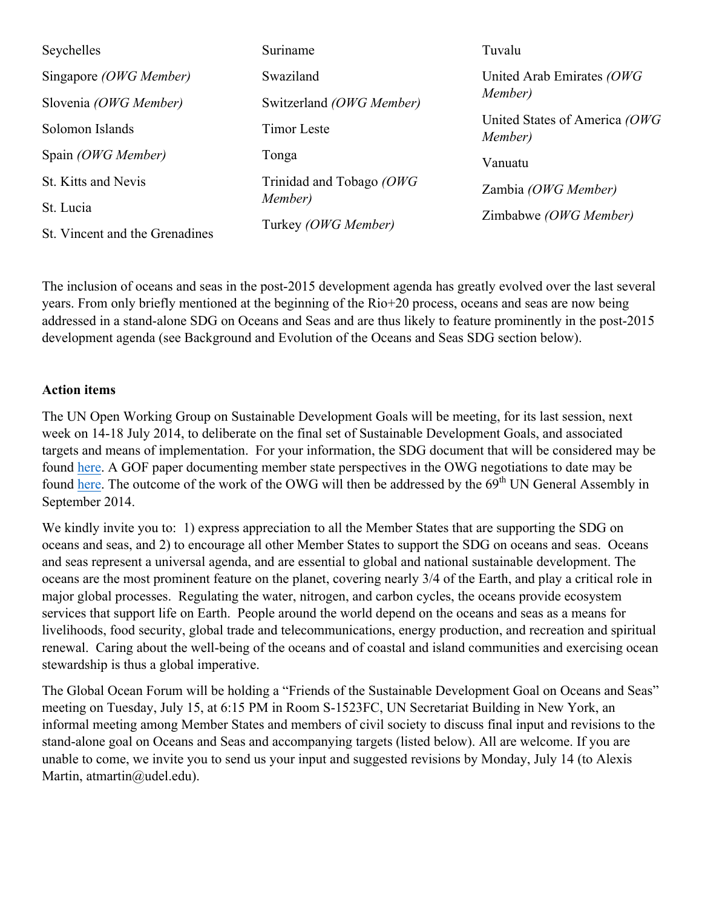Seychelles

Singapore *(OWG Member)*

Slovenia *(OWG Member)*

Solomon Islands

Spain *(OWG Member)*

St. Kitts and Nevis

St. Lucia

St. Vincent and the Grenadines

Suriname

Swaziland

Switzerland *(OWG Member)*

Timor Leste

Tonga

Trinidad and Tobago *(OWG Member)*

Turkey *(OWG Member)*

Tuvalu

United Arab Emirates *(OWG Member)*

United States of America *(OWG Member)*

Vanuatu

Zambia *(OWG Member)*

Zimbabwe *(OWG Member)*

The inclusion of oceans and seas in the post-2015 development agenda has greatly evolved over the last several years. From only briefly mentioned at the beginning of the Rio+20 process, oceans and seas are now being addressed in a stand-alone SDG on Oceans and Seas and are thus likely to feature prominently in the post-2015 development agenda (see Background and Evolution of the Oceans and Seas SDG section below).

**Action items**

The UN Open Working Group on Sustainable Development Goals will be meeting, for its last session, next week on 14-18 July 2014, to deliberate on the final set of Sustainable Development Goals, and associated targets and means of implementation. For your information, the SDG document that will be considered may be found here. A GOF paper documenting member state perspectives in the OWG negotiations to date may be found here. The outcome of the work of the OWG will then be addressed by the 69th UN General Assembly in September 2014.

We kindly invite you to: 1) express appreciation to all the Member States that are supporting the SDG on oceans and seas, and 2) to encourage all other Member States to support the SDG on oceans and seas. Oceans and seas represent a universal agenda, and are essential to global and national sustainable development. The oceans are the most prominent feature on the planet, covering nearly 3/4 of the Earth, and play a critical role in major global processes. Regulating the water, nitrogen, and carbon cycles, the oceans provide ecosystem services that support life on Earth. People around the world depend on the oceans and seas as a means for livelihoods, food security, global trade and telecommunications, energy production, and recreation and spiritual renewal. Caring about the well-being of the oceans and of coastal and island communities and exercising ocean stewardship is thus a global imperative.

The Global Ocean Forum will be holding a "Friends of the Sustainable Development Goal on Oceans and Seas" meeting on Tuesday, July 15, at 6:15 PM in Room S-1523FC, UN Secretariat Building in New York, an informal meeting among Member States and members of civil society to discuss final input and revisions to the stand-alone goal on Oceans and Seas and accompanying targets (listed below). All are welcome. If you are unable to come, we invite you to send us your input and suggested revisions by Monday, July 14 (to Alexis Martin, atmartin@udel.edu).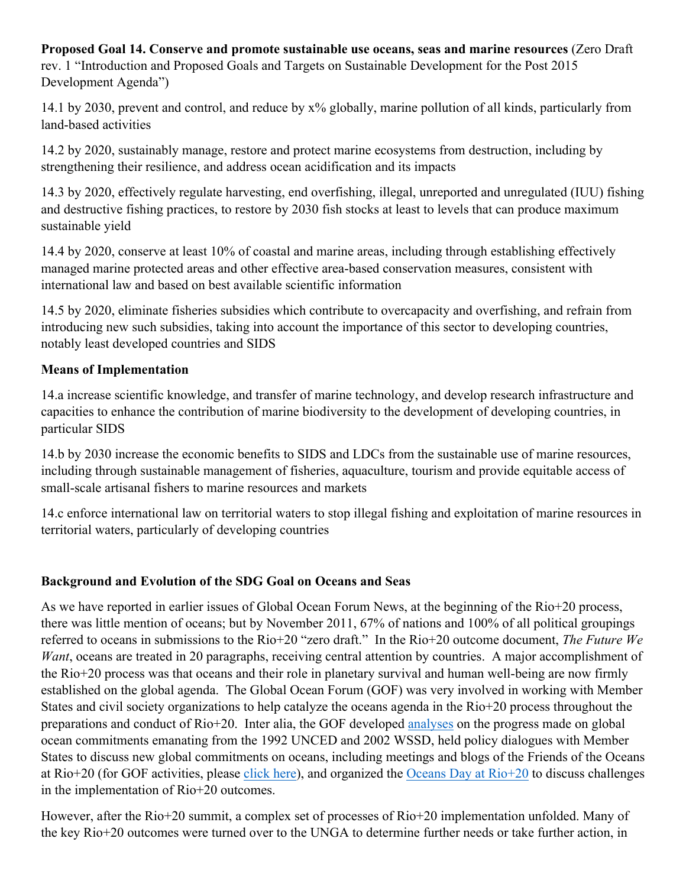**Proposed Goal 14. Conserve and promote sustainable use oceans, seas and marine resources** (Zero Draft rev. 1 "Introduction and Proposed Goals and Targets on Sustainable Development for the Post 2015 Development Agenda")

14.1 by 2030, prevent and control, and reduce by x% globally, marine pollution of all kinds, particularly from land-based activities

14.2 by 2020, sustainably manage, restore and protect marine ecosystems from destruction, including by strengthening their resilience, and address ocean acidification and its impacts

14.3 by 2020, effectively regulate harvesting, end overfishing, illegal, unreported and unregulated (IUU) fishing and destructive fishing practices, to restore by 2030 fish stocks at least to levels that can produce maximum sustainable yield

14.4 by 2020, conserve at least 10% of coastal and marine areas, including through establishing effectively managed marine protected areas and other effective area-based conservation measures, consistent with international law and based on best available scientific information

14.5 by 2020, eliminate fisheries subsidies which contribute to overcapacity and overfishing, and refrain from introducing new such subsidies, taking into account the importance of this sector to developing countries, notably least developed countries and SIDS

**Means of Implementation**

14.a increase scientific knowledge, and transfer of marine technology, and develop research infrastructure and capacities to enhance the contribution of marine biodiversity to the development of developing countries, in particular SIDS

14.b by 2030 increase the economic benefits to SIDS and LDCs from the sustainable use of marine resources, including through sustainable management of fisheries, aquaculture, tourism and provide equitable access of small-scale artisanal fishers to marine resources and markets

14.c enforce international law on territorial waters to stop illegal fishing and exploitation of marine resources in territorial waters, particularly of developing countries

**Background and Evolution of the SDG Goal on Oceans and Seas**

As we have reported in earlier issues of Global Ocean Forum News, at the beginning of the Rio+20 process, there was little mention of oceans; but by November 2011, 67% of nations and 100% of all political groupings referred to oceans in submissions to the Rio+20 "zero draft." In the Rio+20 outcome document, *The Future We Want*, oceans are treated in 20 paragraphs, receiving central attention by countries. A major accomplishment of the Rio+20 process was that oceans and their role in planetary survival and human well-being are now firmly established on the global agenda. The Global Ocean Forum (GOF) was very involved in working with Member States and civil society organizations to help catalyze the oceans agenda in the Rio+20 process throughout the preparations and conduct of Rio+20. Inter alia, the GOF developed analyses on the progress made on global ocean commitments emanating from the 1992 UNCED and 2002 WSSD, held policy dialogues with Member States to discuss new global commitments on oceans, including meetings and blogs of the Friends of the Oceans at Rio+20 (for GOF activities, please click here), and organized the Oceans Day at Rio+20 to discuss challenges in the implementation of Rio+20 outcomes.

However, after the Rio+20 summit, a complex set of processes of Rio+20 implementation unfolded. Many of the key Rio+20 outcomes were turned over to the UNGA to determine further needs or take further action, in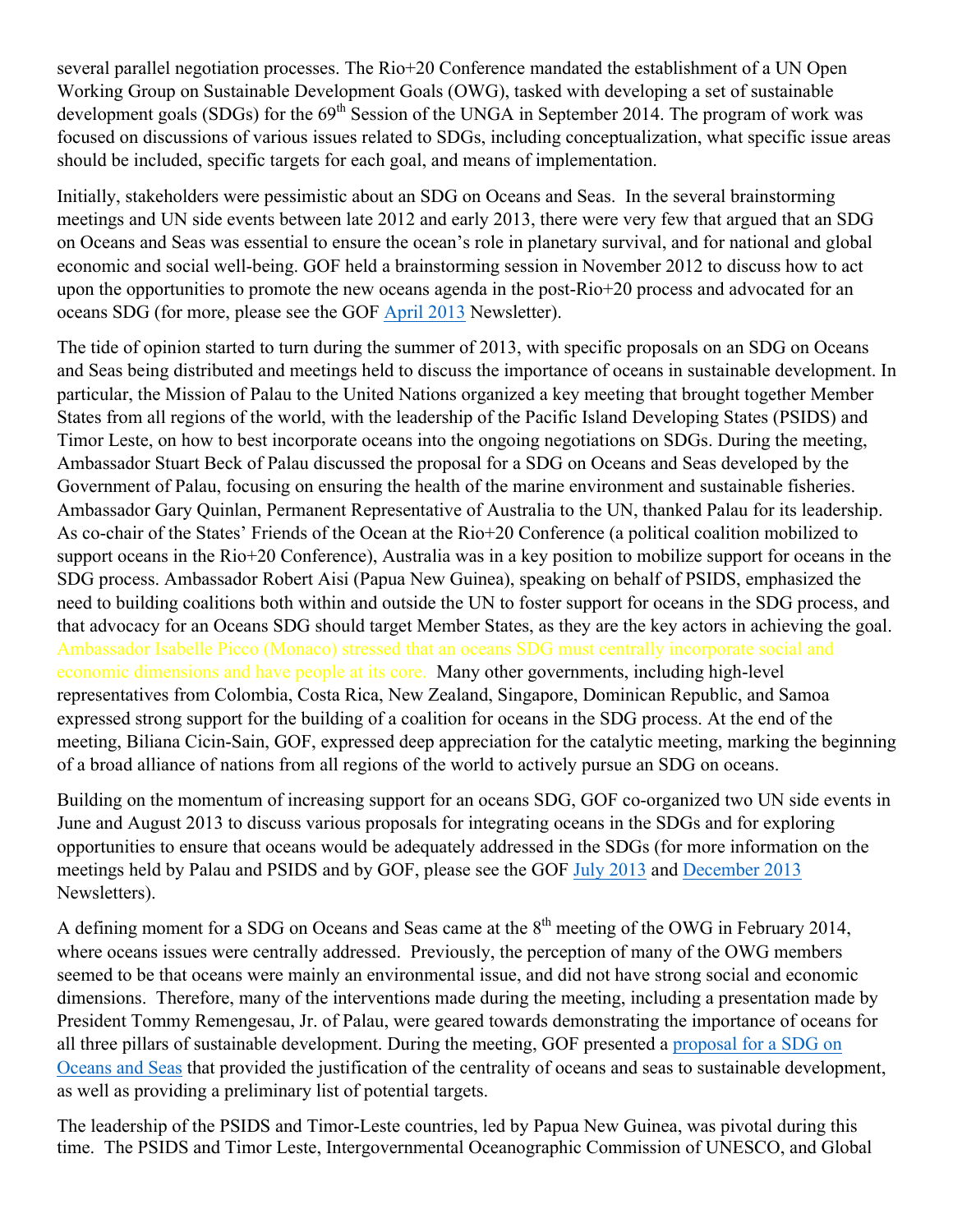several parallel negotiation processes. The Rio+20 Conference mandated the establishment of a UN Open Working Group on Sustainable Development Goals (OWG), tasked with developing a set of sustainable development goals (SDGs) for the 69th Session of the UNGA in September 2014. The program of work was focused on discussions of various issues related to SDGs, including conceptualization, what specific issue areas should be included, specific targets for each goal, and means of implementation.

Initially, stakeholders were pessimistic about an SDG on Oceans and Seas. In the several brainstorming meetings and UN side events between late 2012 and early 2013, there were very few that argued that an SDG on Oceans and Seas was essential to ensure the ocean's role in planetary survival, and for national and global economic and social well-being. GOF held a brainstorming session in November 2012 to discuss how to act upon the opportunities to promote the new oceans agenda in the post-Rio+20 process and advocated for an oceans SDG (for more, please see the GOF April 2013 Newsletter).

The tide of opinion started to turn during the summer of 2013, with specific proposals on an SDG on Oceans and Seas being distributed and meetings held to discuss the importance of oceans in sustainable development. In particular, the Mission of Palau to the United Nations organized a key meeting that brought together Member States from all regions of the world, with the leadership of the Pacific Island Developing States (PSIDS) and Timor Leste, on how to best incorporate oceans into the ongoing negotiations on SDGs. During the meeting, Ambassador Stuart Beck of Palau discussed the proposal for a SDG on Oceans and Seas developed by the Government of Palau, focusing on ensuring the health of the marine environment and sustainable fisheries. Ambassador Gary Quinlan, Permanent Representative of Australia to the UN, thanked Palau for its leadership. As co-chair of the States' Friends of the Ocean at the Rio+20 Conference (a political coalition mobilized to support oceans in the Rio+20 Conference), Australia was in a key position to mobilize support for oceans in the SDG process. Ambassador Robert Aisi (Papua New Guinea), speaking on behalf of PSIDS, emphasized the need to building coalitions both within and outside the UN to foster support for oceans in the SDG process, and that advocacy for an Oceans SDG should target Member States, as they are the key actors in achieving the goal. Ambassador Isabelle Picco (Monaco) stressed that an oceans SDG must centrally incorporate social and economic dimensions and have people at its core. Many other governments, including high-level representatives from Colombia, Costa Rica, New Zealand, Singapore, Dominican Republic, and Samoa expressed strong support for the building of a coalition for oceans in the SDG process. At the end of the meeting, Biliana Cicin-Sain, GOF, expressed deep appreciation for the catalytic meeting, marking the beginning of a broad alliance of nations from all regions of the world to actively pursue an SDG on oceans.

Building on the momentum of increasing support for an oceans SDG, GOF co-organized two UN side events in June and August 2013 to discuss various proposals for integrating oceans in the SDGs and for exploring opportunities to ensure that oceans would be adequately addressed in the SDGs (for more information on the meetings held by Palau and PSIDS and by GOF, please see the GOF July 2013 and December 2013 Newsletters).

A defining moment for a SDG on Oceans and Seas came at the 8th meeting of the OWG in February 2014, where oceans issues were centrally addressed. Previously, the perception of many of the OWG members seemed to be that oceans were mainly an environmental issue, and did not have strong social and economic dimensions. Therefore, many of the interventions made during the meeting, including a presentation made by President Tommy Remengesau, Jr. of Palau, were geared towards demonstrating the importance of oceans for all three pillars of sustainable development. During the meeting, GOF presented a proposal for a SDG on Oceans and Seas that provided the justification of the centrality of oceans and seas to sustainable development, as well as providing a preliminary list of potential targets.

The leadership of the PSIDS and Timor-Leste countries, led by Papua New Guinea, was pivotal during this time. The PSIDS and Timor Leste, Intergovernmental Oceanographic Commission of UNESCO, and Global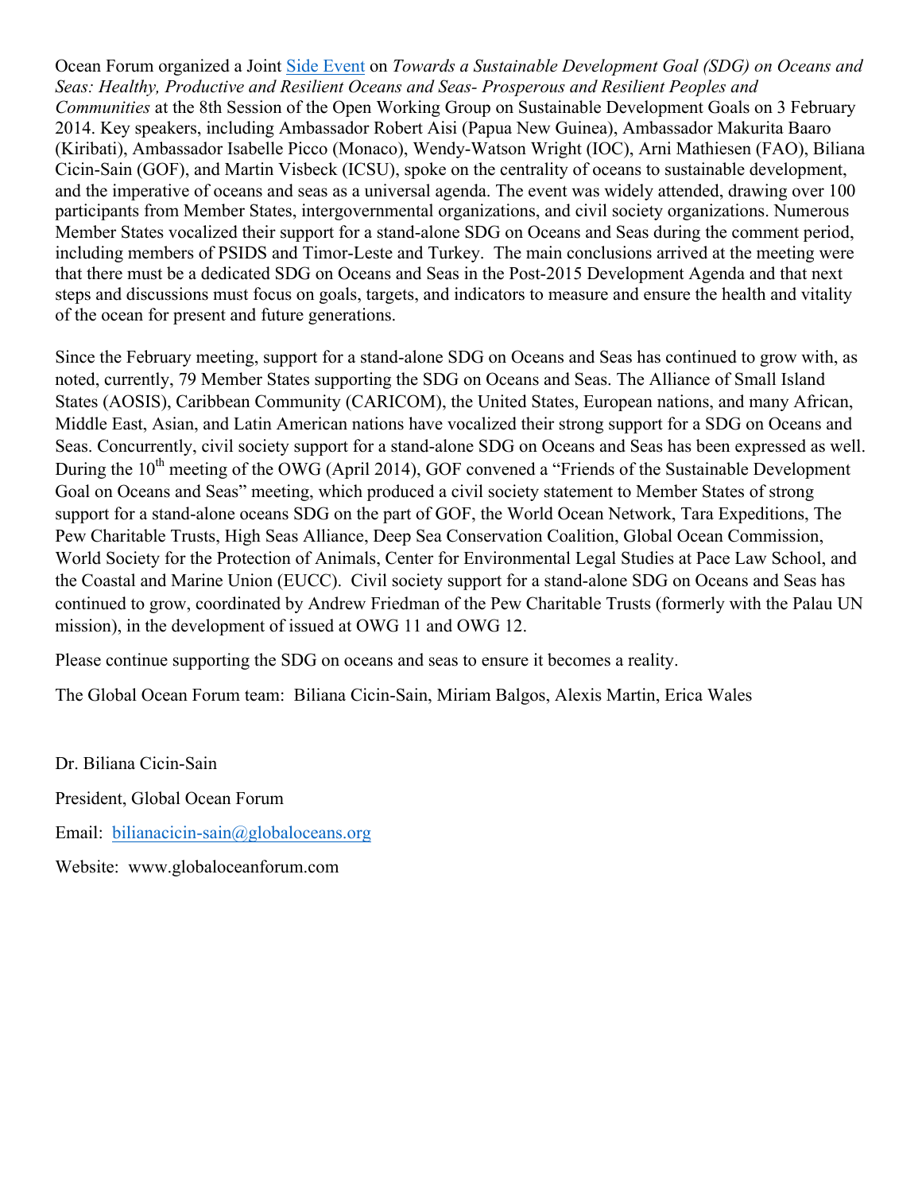Ocean Forum organized a Joint Side Event on *Towards a Sustainable Development Goal (SDG) on Oceans and Seas: Healthy, Productive and Resilient Oceans and Seas- Prosperous and Resilient Peoples and Communities* at the 8th Session of the Open Working Group on Sustainable Development Goals on 3 February 2014. Key speakers, including Ambassador Robert Aisi (Papua New Guinea), Ambassador Makurita Baaro (Kiribati), Ambassador Isabelle Picco (Monaco), Wendy-Watson Wright (IOC), Arni Mathiesen (FAO), Biliana Cicin-Sain (GOF), and Martin Visbeck (ICSU), spoke on the centrality of oceans to sustainable development, and the imperative of oceans and seas as a universal agenda. The event was widely attended, drawing over 100 participants from Member States, intergovernmental organizations, and civil society organizations. Numerous Member States vocalized their support for a stand-alone SDG on Oceans and Seas during the comment period, including members of PSIDS and Timor-Leste and Turkey. The main conclusions arrived at the meeting were that there must be a dedicated SDG on Oceans and Seas in the Post-2015 Development Agenda and that next steps and discussions must focus on goals, targets, and indicators to measure and ensure the health and vitality of the ocean for present and future generations.

Since the February meeting, support for a stand-alone SDG on Oceans and Seas has continued to grow with, as noted, currently, 79 Member States supporting the SDG on Oceans and Seas. The Alliance of Small Island States (AOSIS), Caribbean Community (CARICOM), the United States, European nations, and many African, Middle East, Asian, and Latin American nations have vocalized their strong support for a SDG on Oceans and Seas. Concurrently, civil society support for a stand-alone SDG on Oceans and Seas has been expressed as well. During the 10th meeting of the OWG (April 2014), GOF convened a "Friends of the Sustainable Development Goal on Oceans and Seas" meeting, which produced a civil society statement to Member States of strong support for a stand-alone oceans SDG on the part of GOF, the World Ocean Network, Tara Expeditions, The Pew Charitable Trusts, High Seas Alliance, Deep Sea Conservation Coalition, Global Ocean Commission, World Society for the Protection of Animals, Center for Environmental Legal Studies at Pace Law School, and the Coastal and Marine Union (EUCC). Civil society support for a stand-alone SDG on Oceans and Seas has continued to grow, coordinated by Andrew Friedman of the Pew Charitable Trusts (formerly with the Palau UN mission), in the development of issued at OWG 11 and OWG 12.

Please continue supporting the SDG on oceans and seas to ensure it becomes a reality.

The Global Ocean Forum team: Biliana Cicin-Sain, Miriam Balgos, Alexis Martin, Erica Wales

Dr. Biliana Cicin-Sain

President, Global Ocean Forum

Email: bilianacicin-sain@globaloceans.org

Website: www.globaloceanforum.com